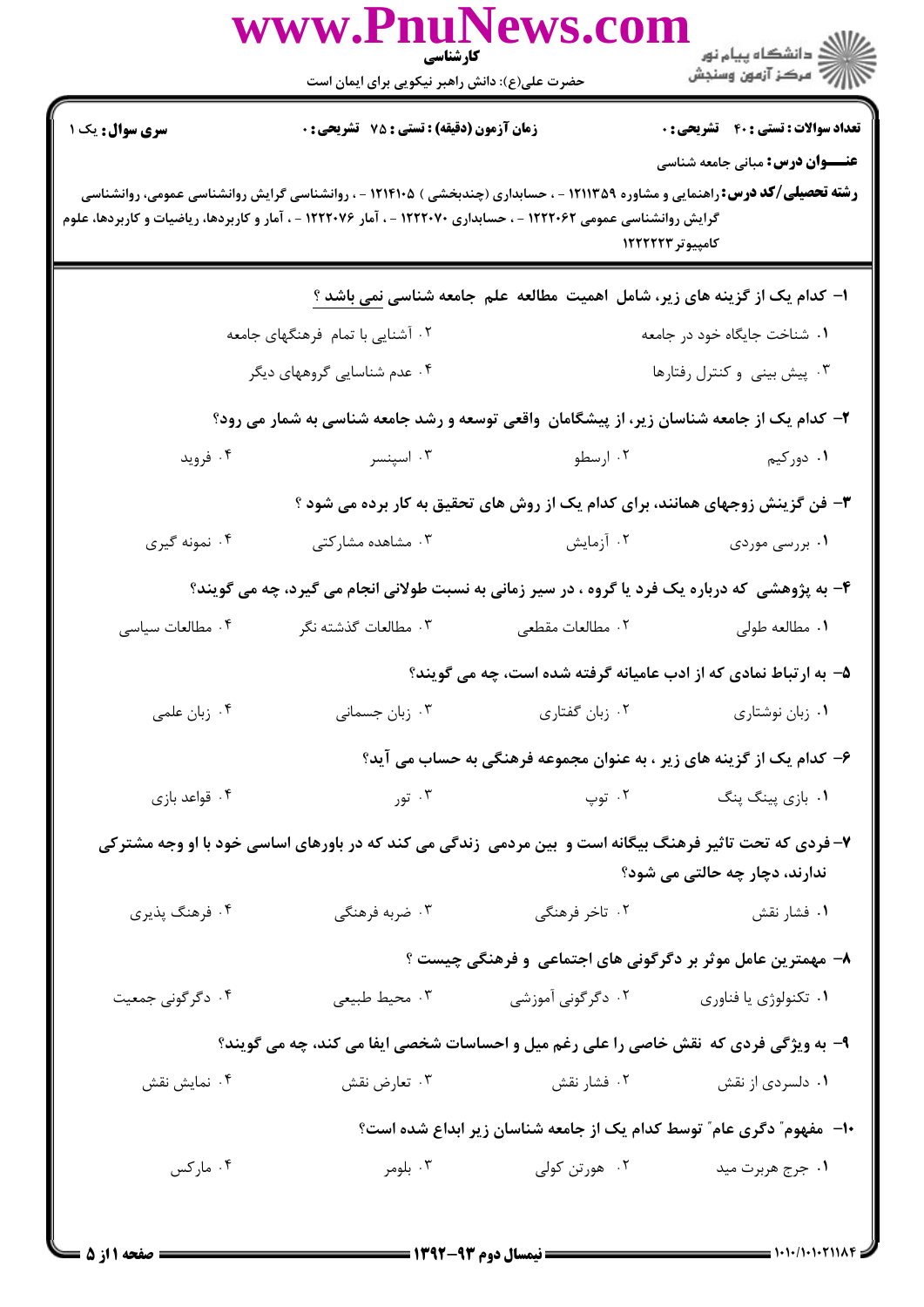کارشناسی

حضرت علی(ع): دانش راهبر نیکویی برای ایمان است

**سری سوال:** یک ۱ | **زمان آزمون (دقیقه) : تستی : ۷۵ تشریحی : ۰** | **تعداد سوالات : تستی : ۴۰ تشریحی : ۰**

**عنـــوان درس:** مبانی جامعه شناسی

**رشته تحصیلی/کد درس:** راهنمایی و مشاوره ۱۲۱۱۳۵۹ - ، حسابداری (چندبخشی ) ۱۲۱۴۱۰۵ - ، روانشناسی گرایش روانشناسی عمومی، روانشناسی گرایش روانشناسی عمومی ۱۲۲۲۰۶۲ - ، حسابداری ۱۲۲۲۰۷۰ - ، آمار ۱۲۲۲۰۷۶ - ، آمار و کاربردها، ریاضیات و کاربردها، علوم کامپیوتر ۱۲۲۲۲۲۳

۱- کدام یک از گزینه های زیر، شامل اهمیت مطالعه علم جامعه شناسی نمی باشد ؟

۱. شناخت جایگاه خود در جامعه
۲. آشنایی با تمام فرهنگهای جامعه
۳. پیش بینی و کنترل رفتارها
۴. عدم شناسایی گروههای دیگر

۲- کدام یک از جامعه شناسان زیر، از پیشگامان واقعی توسعه و رشد جامعه شناسی به شمار می رود؟

۱. دورکیم
۲. ارسطو
۳. اسپنسر
۴. فروید

۳- فن گزینش زوجهای همانند، برای کدام یک از روش های تحقیق به کار برده می شود ؟

۱. بررسی موردی
۲. آزمایش
۳. مشاهده مشارکتی
۴. نمونه گیری

۴- به پژوهشی که درباره یک فرد یا گروه ، در سیر زمانی به نسبت طولانی انجام می گیرد، چه می گویند؟

۱. مطالعه طولی
۲. مطالعات مقطعی
۳. مطالعات گذشته نگر
۴. مطالعات سیاسی

۵- به ارتباط نمادی که از ادب عامیانه گرفته شده است، چه می گویند؟

۱. زبان نوشتاری
۲. زبان گفتاری
۳. زبان جسمانی
۴. زبان علمی

۶- کدام یک از گزینه های زیر ، به عنوان مجموعه فرهنگی به حساب می آید؟

۱. بازی پینگ پنگ
۲. توپ
۳. تور
۴. قواعد بازی

۷- فردی که تحت تاثیر فرهنگ بیگانه است و بین مردمی زندگی می کند که در باورهای اساسی خود با او وجه مشترکی ندارند، دچار چه حالتی می شود؟

۱. فشار نقش
۲. تاخر فرهنگی
۳. ضربه فرهنگی
۴. فرهنگ پذیری

۸- مهمترین عامل موثر بر دگرگونی های اجتماعی و فرهنگی چیست ؟

۱. تکنولوژی یا فناوری
۲. دگرگونی آموزشی
۳. محیط طبیعی
۴. دگرگونی جمعیت

۹- به ویژگی فردی که نقش خاصی را علی رغم میل و احساسات شخصی ایفا می کند، چه می گویند؟

۱. دلسردی از نقش
۲. فشار نقش
۳. تعارض نقش
۴. نمایش نقش

۱۰- مفهوم" دگری عام" توسط کدام یک از جامعه شناسان زیر ابداع شده است؟

۱. جرج هربرت مید
۲. هورتن کولی
۳. بلومر
۴. مارکس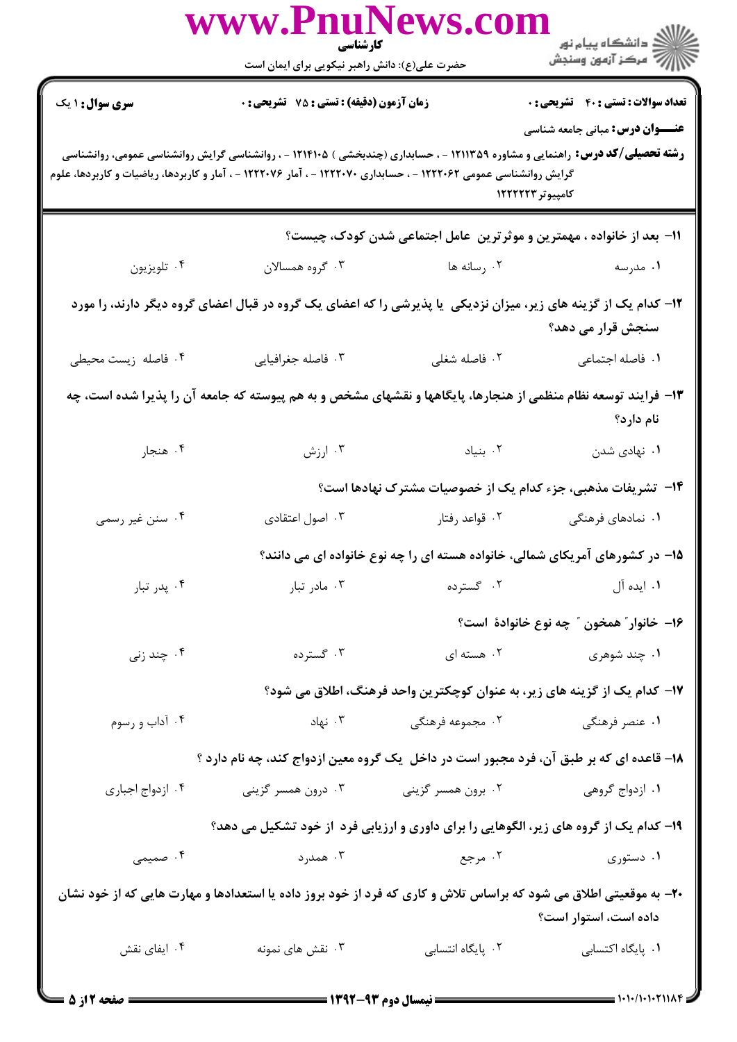**سری سوال:** ۱ یک | **زمان آزمون (دقیقه) : تستی : ۷۵ تشریحی : ۰** | **تعداد سوالات : تستی : ۴۰ تشریحی : ۰**

**عنـــوان درس:** مبانی جامعه شناسی

**رشته تحصیلی/کد درس:** راهنمایی و مشاوره ۱۲۱۱۳۵۹ - ، حسابداری (چندبخشی ) ۱۲۱۴۱۰۵ - ، روانشناسی گرایش روانشناسی عمومی، روانشناسی گرایش روانشناسی عمومی ۱۲۲۲۰۶۲ - ، حسابداری ۱۲۲۲۰۷۰ - ، آمار ۱۲۲۲۰۷۶ - ، آمار و کاربردها، ریاضیات و کاربردها، علوم کامپیوتر ۱۲۲۲۲۲۳

۱۱- بعد از خانواده ، مهمترین و موثرترین عامل اجتماعی شدن کودک، چیست؟

۱. مدرسه
۲. رسانه ها
۳. گروه همسالان
۴. تلویزیون

۱۲- کدام یک از گزینه های زیر، میزان نزدیکی یا پذیرشی را که اعضای یک گروه در قبال اعضای گروه دیگر دارند، را مورد سنجش قرار می دهد؟

۱. فاصله اجتماعی
۲. فاصله شغلی
۳. فاصله جغرافیایی
۴. فاصله زیست محیطی

۱۳- فرایند توسعه نظام منظمی از هنجارها، پایگاهها و نقشهای مشخص و به هم پیوسته که جامعه آن را پذیرا شده است، چه نام دارد؟

۱. نهادی شدن
۲. بنیاد
۳. ارزش
۴. هنجار

۱۴- تشریفات مذهبی، جزء کدام یک از خصوصیات مشترک نهادها است؟

۱. نمادهای فرهنگی
۲. قواعد رفتار
۳. اصول اعتقادی
۴. سنن غیر رسمی

۱۵- در کشورهای آمریکای شمالی، خانواده هسته ای را چه نوع خانواده ای می دانند؟

۱. ایده آل
۲. گسترده
۳. مادر تبار
۴. پدر تبار

۱۶- خانوار" همخون " چه نوع خانوادهٔ است؟

۱. چند شوهری
۲. هسته ای
۳. گسترده
۴. چند زنی

۱۷- کدام یک از گزینه های زیر، به عنوان کوچکترین واحد فرهنگ، اطلاق می شود؟

۱. عنصر فرهنگی
۲. مجموعه فرهنگی
۳. نهاد
۴. آداب و رسوم

۱۸- قاعده ای که بر طبق آن، فرد مجبور است در داخل یک گروه معین ازدواج کند، چه نام دارد ؟

۱. ازدواج گروهی
۲. برون همسر گزینی
۳. درون همسر گزینی
۴. ازدواج اجباری

۱۹- کدام یک از گروه های زیر، الگوهایی را برای داوری و ارزیابی فرد از خود تشکیل می دهد؟

۱. دستوری
۲. مرجع
۳. همدرد
۴. صمیمی

۲۰- به موقعیتی اطلاق می شود که براساس تلاش و کاری که فرد از خود بروز داده یا استعدادها و مهارت هایی که از خود نشان داده است، استوار است؟

۱. پایگاه اکتسابی
۲. پایگاه انتسابی
۳. نقش های نمونه
۴. ایفای نقش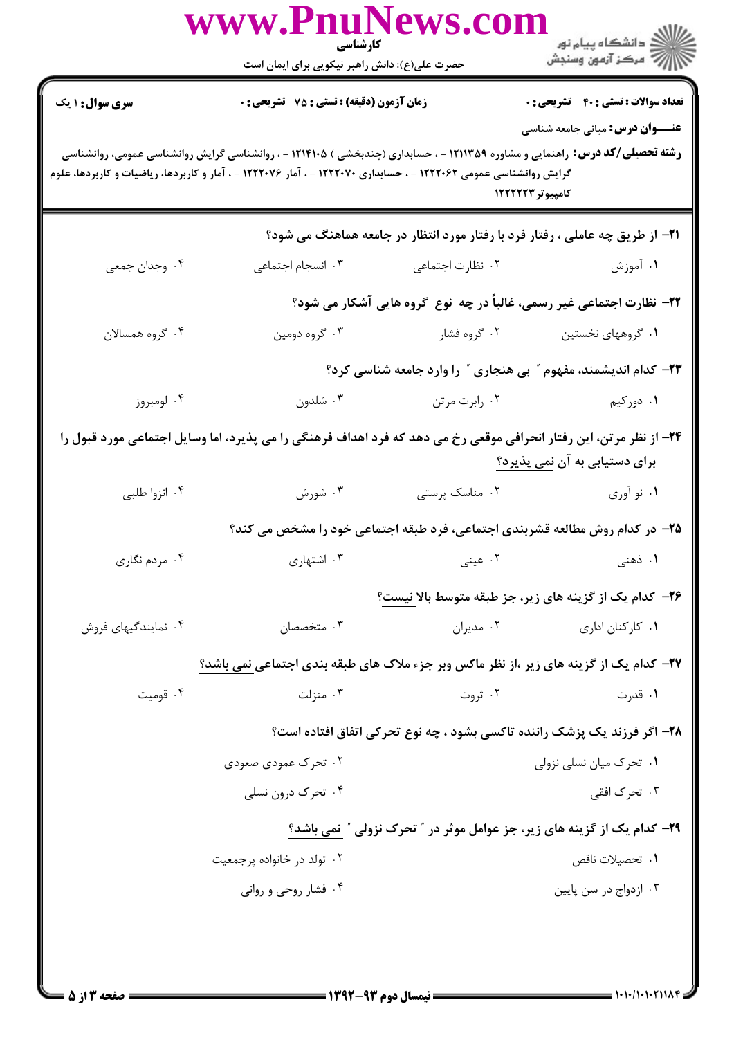**سری سوال:** ۱ یک　　**زمان آزمون (دقیقه) : تستی :** ۷۵ **تشریحی :** ۰　　**تعداد سوالات : تستی :** ۴۰ **تشریحی :** ۰

**عنـــوان درس:** مبانی جامعه شناسی

**رشته تحصیلی/کد درس:** راهنمایی و مشاوره ۱۲۱۱۳۵۹ - ، حسابداری (چندبخشی ) ۱۲۱۴۱۰۵ - ، روانشناسی گرایش روانشناسی عمومی، روانشناسی گرایش روانشناسی عمومی ۱۲۲۲۰۶۲ - ، حسابداری ۱۲۲۲۰۷۰ - ، آمار ۱۲۲۲۰۷۶ - ، آمار و کاربردها، ریاضیات و کاربردها، علوم کامپیوتر ۱۲۲۲۲۲۳

**۲۱-** از طریق چه عاملی ، رفتار فرد با رفتار مورد انتظار در جامعه هماهنگ می شود؟

۱. آموزش　　۲. نظارت اجتماعی　　۳. انسجام اجتماعی　　۴. وجدان جمعی

**۲۲-** نظارت اجتماعی غیر رسمی، غالباً در چه نوع گروه هایی آشکار می شود؟

۱. گروههای نخستین　　۲. گروه فشار　　۳. گروه دومین　　۴. گروه همسالان

**۲۳-** کدام اندیشمند، مفهوم " بی هنجاری " را وارد جامعه شناسی کرد؟

۱. دورکیم　　۲. رابرت مرتن　　۳. شلدون　　۴. لومبروز

**۲۴-** از نظر مرتن، این رفتار انحرافی موقعی رخ می دهد که فرد اهداف فرهنگی را می پذیرد، اما وسایل اجتماعی مورد قبول را برای دستیابی به آن نمی پذیرد؟

۱. نو آوری　　۲. مناسک پرستی　　۳. شورش　　۴. انزوا طلبی

**۲۵-** در کدام روش مطالعه قشربندی اجتماعی، فرد طبقه اجتماعی خود را مشخص می کند؟

۱. ذهنی　　۲. عینی　　۳. اشتهاری　　۴. مردم نگاری

**۲۶-** کدام یک از گزینه های زیر، جز طبقه متوسط بالا نیست؟

۱. کارکنان اداری　　۲. مدیران　　۳. متخصصان　　۴. نمایندگیهای فروش

**۲۷-** کدام یک از گزینه های زیر ،از نظر ماکس وبر جزء ملاک های طبقه بندی اجتماعی نمی باشد؟

۱. قدرت　　۲. ثروت　　۳. منزلت　　۴. قومیت

**۲۸-** اگر فرزند یک پزشک راننده تاکسی بشود ، چه نوع تحرکی اتفاق افتاده است؟

۱. تحرک میان نسلی نزولی　　۲. تحرک عمودی صعودی
۳. تحرک افقی　　۴. تحرک درون نسلی

**۲۹-** کدام یک از گزینه های زیر، جز عوامل موثر در " تحرک نزولی " نمی باشد؟

۱. تحصیلات ناقص　　۲. تولد در خانواده پرجمعیت
۳. ازدواج در سن پایین　　۴. فشار روحی و روانی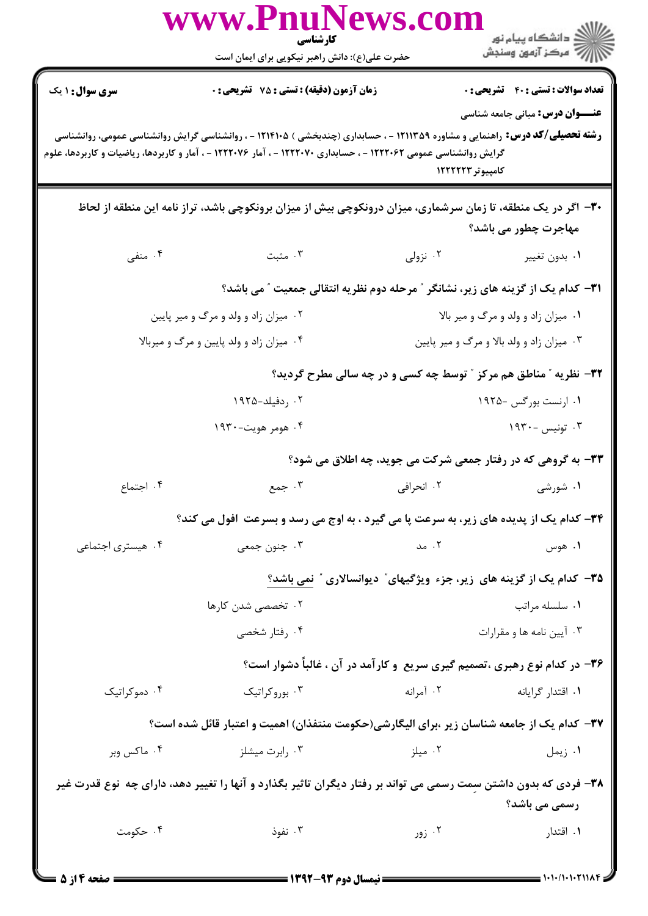**تعداد سوالات: تستی: ۴۰ تشریحی: ۰** | **زمان آزمون (دقیقه): تستی: ۷۵ تشریحی: ۰** | **سری سوال: ۱ یک**

**عنـــوان درس:** مبانی جامعه شناسی

**رشته تحصیلی/کد درس:** راهنمایی و مشاوره ۱۲۱۱۳۵۹ - ، حسابداری (چندبخشی ) ۱۲۱۴۱۰۵ - ، روانشناسی گرایش روانشناسی عمومی، روانشناسی گرایش روانشناسی عمومی ۱۲۲۲۰۶۲ - ، حسابداری ۱۲۲۲۰۷۰ - ، آمار ۱۲۲۲۰۷۶ - ، آمار و کاربردها، ریاضیات و کاربردها، علوم کامپیوتر ۱۲۲۲۲۲۳

---

**۳۰- اگر در یک منطقه، تا زمان سرشماری، میزان درونکوچی بیش از میزان برونکوچی باشد، تراز نامه این منطقه از لحاظ مهاجرت چطور می باشد؟**

۱. بدون تغییر
۲. نزولی
۳. مثبت
۴. منفی

**۳۱- کدام یک از گزینه های زیر، نشانگر " مرحله دوم نظریه انتقالی جمعیت " می باشد؟**

۱. میزان زاد و ولد و مرگ و میر بالا
۲. میزان زاد و ولد و مرگ و میر پایین
۳. میزان زاد و ولد بالا و مرگ و میر پایین
۴. میزان زاد و ولد پایین و مرگ و میربالا

**۳۲- نظریه " مناطق هم مرکز " توسط چه کسی و در چه سالی مطرح گردید؟**

۱. ارنست بورگس -۱۹۲۵
۲. ردفیلد-۱۹۲۵
۳. تونیس -۱۹۳۰
۴. هومر هویت-۱۹۳۰

**۳۳- به گروهی که در رفتار جمعی شرکت می جوید، چه اطلاق می شود؟**

۱. شورشی
۲. انحرافی
۳. جمع
۴. اجتماع

**۳۴- کدام یک از پدیده های زیر، به سرعت پا می گیرد ، به اوج می رسد و بسرعت افول می کند؟**

۱. هوس
۲. مد
۳. جنون جمعی
۴. هیستری اجتماعی

**۳۵- کدام یک از گزینه های زیر، جزء ویژگیهای" دیوانسالاری " نمی باشد؟**

۱. سلسله مراتب
۲. تخصصی شدن کارها
۳. آیین نامه ها و مقرارات
۴. رفتار شخصی

**۳۶- در کدام نوع رهبری ،تصمیم گیری سریع و کارآمد در آن ، غالباً دشوار است؟**

۱. اقتدار گرایانه
۲. آمرانه
۳. بوروکراتیک
۴. دموکراتیک

**۳۷- کدام یک از جامعه شناسان زیر ،برای الیگارشی(حکومت منتفذان) اهمیت و اعتبار قائل شده است؟**

۱. زیمل
۲. میلز
۳. رابرت میشلز
۴. ماکس وبر

**۳۸- فردی که بدون داشتن سِمت رسمی می تواند بر رفتار دیگران تاثیر بگذارد و آنها را تغییر دهد، دارای چه نوع قدرت غیر رسمی می باشد؟**

۱. اقتدار
۲. زور
۳. نفوذ
۴. حکومت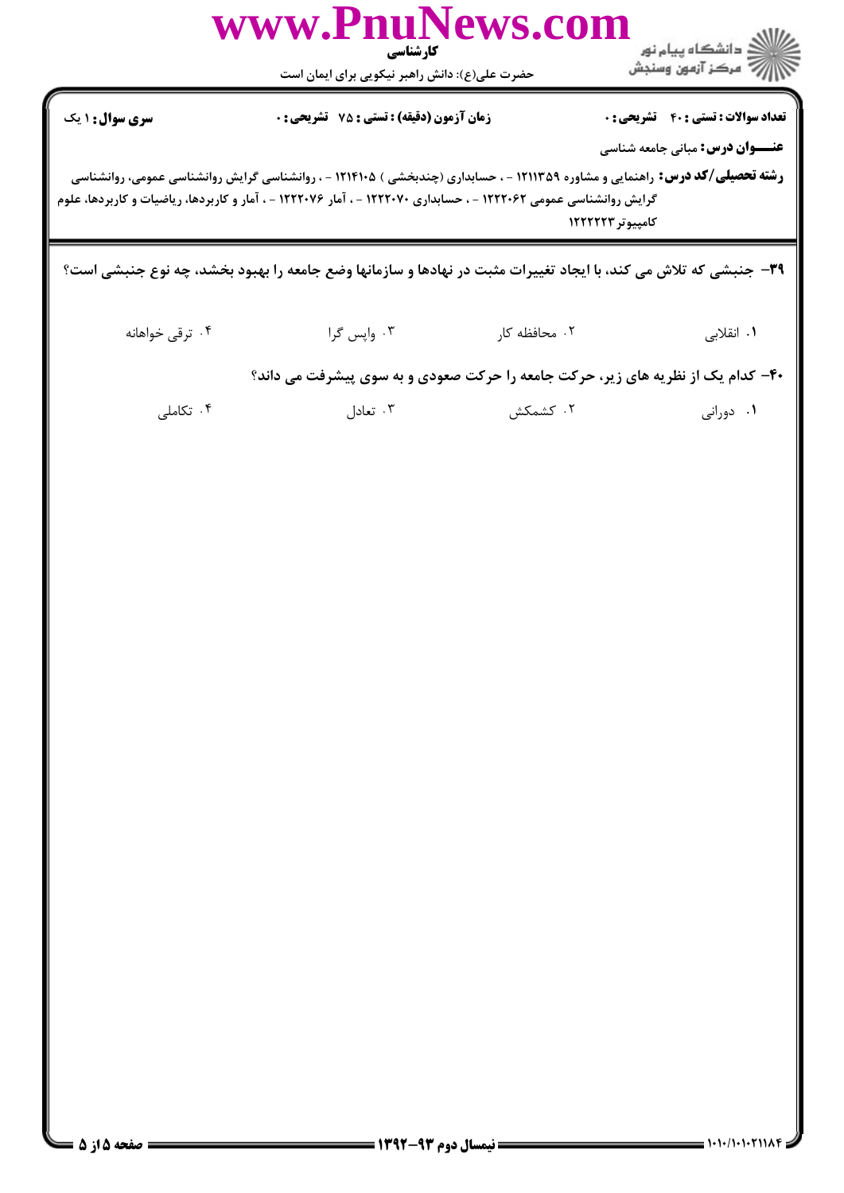**تعداد سوالات : تستی : ۴۰ تشریحی : ۰** | **زمان آزمون (دقیقه) : تستی : ۷۵ تشریحی : ۰** | **سری سوال : ۱ یک**

**عنـــوان درس:** مبانی جامعه شناسی

**رشته تحصیلی/کد درس:** راهنمایی و مشاوره ۱۲۱۱۳۵۹ - ، حسابداری (چندبخشی ) ۱۲۱۴۱۰۵ - ، روانشناسی گرایش روانشناسی عمومی، روانشناسی گرایش روانشناسی عمومی ۱۲۲۲۰۶۲ - ، حسابداری ۱۲۲۲۰۷۰ - ، آمار ۱۲۲۲۰۷۶ - ، آمار و کاربردها، ریاضیات و کاربردها، علوم کامپیوتر ۱۲۲۲۲۲۳

**۳۹- جنبشی که تلاش می کند، با ایجاد تغییرات مثبت در نهادها و سازمانها وضع جامعه را بهبود بخشد، چه نوع جنبشی است؟**

۱. انقلابی
۲. محافظه کار
۳. واپس گرا
۴. ترقی خواهانه

**۴۰- کدام یک از نظریه های زیر، حرکت جامعه را حرکت صعودی و به سوی پیشرفت می داند؟**

۱. دورانی
۲. کشمکش
۳. تعادل
۴. تکاملی